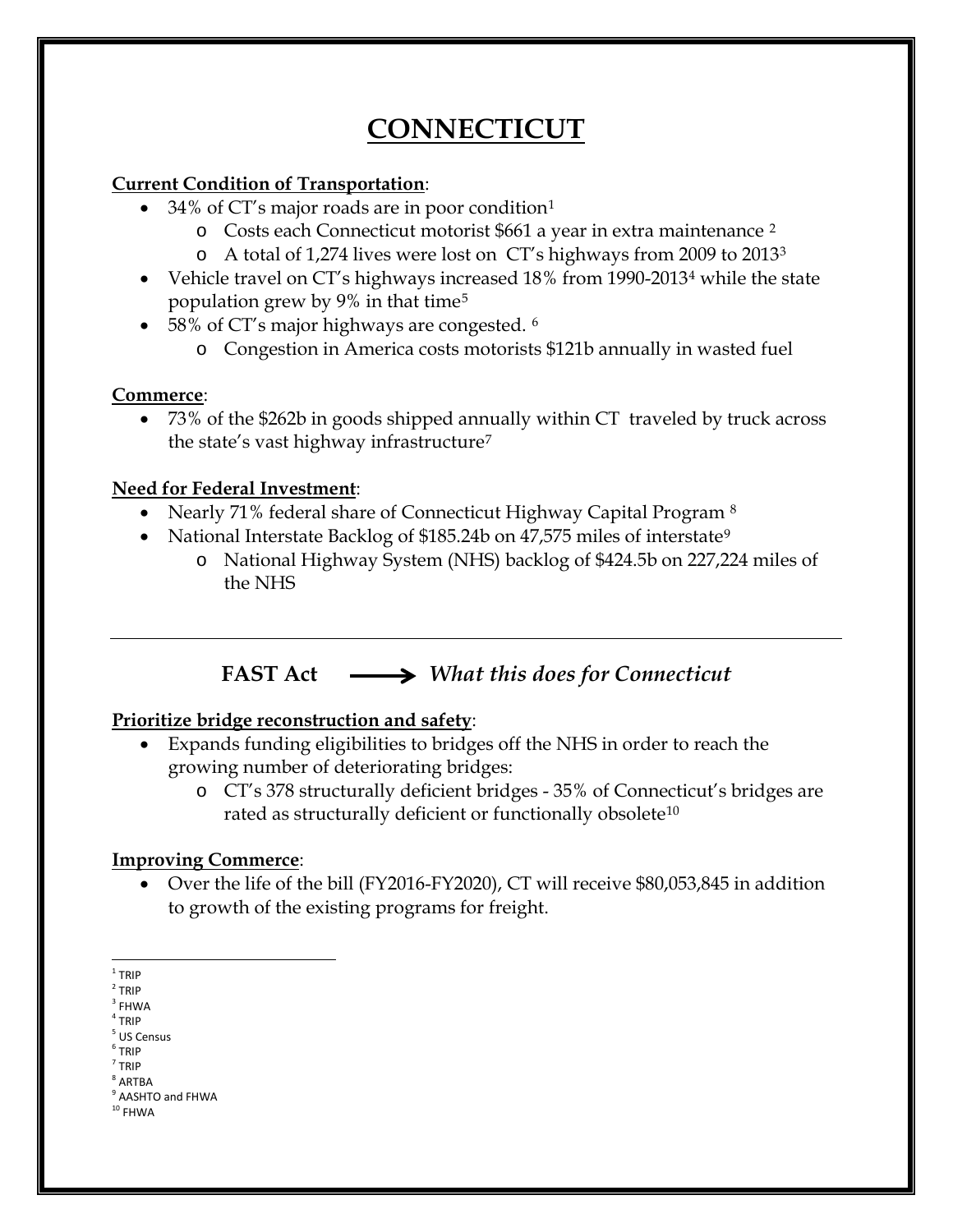# CONNECTICUT

**Current Condition of Transportation**:

- 34% of CT's major roads are in poor condition[1]
  - Costs each Connecticut motorist $661 a year in extra maintenance [2]
  - A total of 1,274 lives were lost on CT's highways from 2009 to 2013[3]
- Vehicle travel on CT's highways increased 18% from 1990-2013[4] while the state population grew by 9% in that time[5]
- 58% of CT's major highways are congested. [6]
  - Congestion in America costs motorists $121b annually in wasted fuel

**Commerce**:

- 73% of the $262b in goods shipped annually within CT traveled by truck across the state's vast highway infrastructure[7]

**Need for Federal Investment**:

- Nearly 71% federal share of Connecticut Highway Capital Program [8]
- National Interstate Backlog of $185.24b on 47,575 miles of interstate[9]
  - National Highway System (NHS) backlog of $424.5b on 227,224 miles of the NHS

---

**FAST Act** ⟶ ***What this does for Connecticut***

**Prioritize bridge reconstruction and safety**:

- Expands funding eligibilities to bridges off the NHS in order to reach the growing number of deteriorating bridges:
  - CT's 378 structurally deficient bridges - 35% of Connecticut's bridges are rated as structurally deficient or functionally obsolete[10]

**Improving Commerce**:

- Over the life of the bill (FY2016-FY2020), CT will receive $80,053,845 in addition to growth of the existing programs for freight.

---

[1] TRIP
[2] TRIP
[3] FHWA
[4] TRIP
[5] US Census
[6] TRIP
[7] TRIP
[8] ARTBA
[9] AASHTO and FHWA
[10] FHWA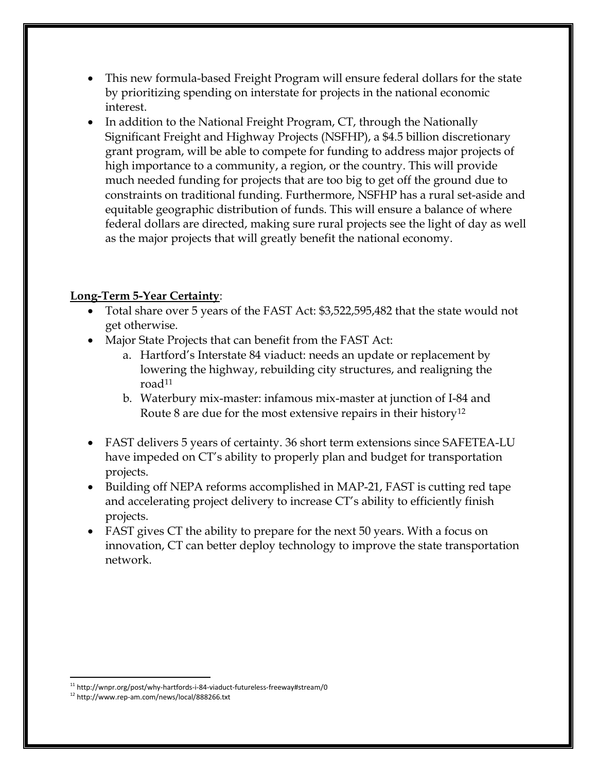- This new formula-based Freight Program will ensure federal dollars for the state by prioritizing spending on interstate for projects in the national economic interest.
- In addition to the National Freight Program, CT, through the Nationally Significant Freight and Highway Projects (NSFHP), a $4.5 billion discretionary grant program, will be able to compete for funding to address major projects of high importance to a community, a region, or the country. This will provide much needed funding for projects that are too big to get off the ground due to constraints on traditional funding. Furthermore, NSFHP has a rural set-aside and equitable geographic distribution of funds. This will ensure a balance of where federal dollars are directed, making sure rural projects see the light of day as well as the major projects that will greatly benefit the national economy.

**Long-Term 5-Year Certainty**:

- Total share over 5 years of the FAST Act: $3,522,595,482 that the state would not get otherwise.
- Major State Projects that can benefit from the FAST Act:
  a. Hartford's Interstate 84 viaduct: needs an update or replacement by lowering the highway, rebuilding city structures, and realigning the road[11]
  b. Waterbury mix-master: infamous mix-master at junction of I-84 and Route 8 are due for the most extensive repairs in their history[12]
- FAST delivers 5 years of certainty. 36 short term extensions since SAFETEA-LU have impeded on CT's ability to properly plan and budget for transportation projects.
- Building off NEPA reforms accomplished in MAP-21, FAST is cutting red tape and accelerating project delivery to increase CT's ability to efficiently finish projects.
- FAST gives CT the ability to prepare for the next 50 years. With a focus on innovation, CT can better deploy technology to improve the state transportation network.

---

[11] http://wnpr.org/post/why-hartfords-i-84-viaduct-futureless-freeway#stream/0

[12] http://www.rep-am.com/news/local/888266.txt